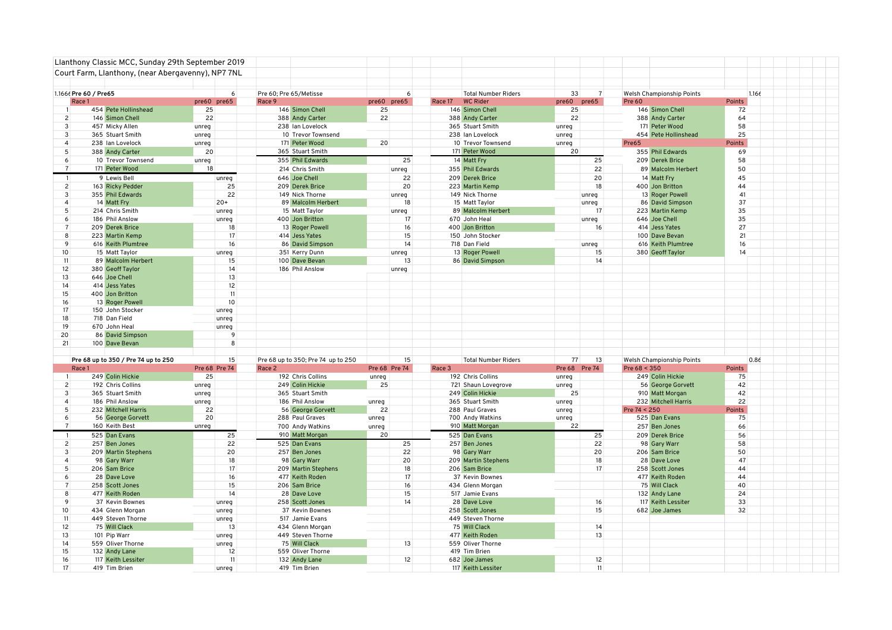# Llanthony Classic MCC, Sunday 29th September 2019

Court Farm, Llanthony, (near Abergavenny), NP7 7NL

## Pre 60 / Pre65

1.1666

| Race 1 | | | pre60 | pre65 |
|---|---|---|---|---|
| | | | | 6 |
| 1 | 454 | Pete Hollinshead | 25 | |
| 2 | 146 | Simon Chell | 22 | |
| 3 | 457 | Micky Allen | unreg | |
| 3 | 365 | Stuart Smith | unreg | |
| 4 | 238 | Ian Lovelock | unreg | |
| 5 | 388 | Andy Carter | 20 | |
| 6 | 10 | Trevor Townsend | unreg | |
| 7 | 171 | Peter Wood | 18 | |
| 1 | 9 | Lewis Bell | | unreg |
| 2 | 163 | Ricky Pedder | | 25 |
| 3 | 355 | Phil Edwards | | 22 |
| 4 | 14 | Matt Fry | | 20+ |
| 5 | 214 | Chris Smith | | unreg |
| 6 | 186 | Phil Anslow | | unreg |
| 7 | 209 | Derek Brice | | 18 |
| 8 | 223 | Martin Kemp | | 17 |
| 9 | 616 | Keith Plumtree | | 16 |
| 10 | 15 | Matt Taylor | | unreg |
| 11 | 89 | Malcolm Herbert | | 15 |
| 12 | 380 | Geoff Taylor | | 14 |
| 13 | 646 | Joe Chell | | 13 |
| 14 | 414 | Jess Yates | | 12 |
| 15 | 400 | Jon Britton | | 11 |
| 16 | 13 | Roger Powell | | 10 |
| 17 | 150 | John Stocker | | unreg |
| 18 | 718 | Dan Field | | unreg |
| 19 | 670 | John Heal | | unreg |
| 20 | 86 | David Simpson | | 9 |
| 21 | 100 | Dave Bevan | | 8 |

## Pre 60; Pre 65/Metisse

| Race 9 | | pre60 | pre65 |
|---|---|---|---|
| | | | 6 |
| 146 | Simon Chell | 25 | |
| 388 | Andy Carter | 22 | |
| 238 | Ian Lovelock | | |
| 10 | Trevor Townsend | | |
| 171 | Peter Wood | 20 | |
| 365 | Stuart Smith | | |
| 355 | Phil Edwards | | 25 |
| 214 | Chris Smith | | unreg |
| 646 | Joe Chell | | 22 |
| 209 | Derek Brice | | 20 |
| 149 | Nick Thorne | | unreg |
| 89 | Malcolm Herbert | | 18 |
| 15 | Matt Taylor | | unreg |
| 400 | Jon Britton | | 17 |
| 13 | Roger Powell | | 16 |
| 414 | Jess Yates | | 15 |
| 86 | David Simpson | | 14 |
| 351 | Kerry Dunn | | unreg |
| 100 | Dave Bevan | | 13 |
| 186 | Phil Anslow | | unreg |

## Total Number Riders

| Race 17 | WC Rider | pre60 | pre65 |
|---|---|---|---|
| | | 33 | 7 |
| 146 | Simon Chell | 25 | |
| 388 | Andy Carter | 22 | |
| 365 | Stuart Smith | unreg | |
| 238 | Ian Lovelock | unreg | |
| 10 | Trevor Townsend | unreg | |
| 171 | Peter Wood | 20 | |
| 14 | Matt Fry | | 25 |
| 355 | Phil Edwards | | 22 |
| 209 | Derek Brice | | 20 |
| 223 | Martin Kemp | | 18 |
| 149 | Nick Thorne | | unreg |
| 15 | Matt Taylor | | unreg |
| 89 | Malcolm Herbert | | 17 |
| 670 | John Heal | | unreg |
| 400 | Jon Britton | | 16 |
| 150 | John Stocker | | |
| 718 | Dan Field | | unreg |
| 13 | Roger Powell | | 15 |
| 86 | David Simpson | | 14 |

## Welsh Championship Points

1.166

| Pre 60 | | Points |
|---|---|---|
| 146 | Simon Chell | 72 |
| 388 | Andy Carter | 64 |
| 171 | Peter Wood | 58 |
| 454 | Pete Hollinshead | 25 |
| **Pre65** | | **Points** |
| 355 | Phil Edwards | 69 |
| 209 | Derek Brice | 58 |
| 89 | Malcolm Herbert | 50 |
| 14 | Matt Fry | 45 |
| 400 | Jon Britton | 44 |
| 13 | Roger Powell | 41 |
| 86 | David Simpson | 37 |
| 223 | Martin Kemp | 35 |
| 646 | Joe Chell | 35 |
| 414 | Jess Yates | 27 |
| 100 | Dave Bevan | 21 |
| 616 | Keith Plumtree | 16 |
| 380 | Geoff Taylor | 14 |

## Pre 68 up to 350 / Pre 74 up to 250

| Race 1 | | | Pre 68 | Pre 74 |
|---|---|---|---|---|
| | | | | 15 |
| 1 | 249 | Colin Hickie | 25 | |
| 2 | 192 | Chris Collins | unreg | |
| 3 | 365 | Stuart Smith | unreg | |
| 4 | 186 | Phil Anslow | unreg | |
| 5 | 232 | Mitchell Harris | 22 | |
| 6 | 56 | George Gorvett | 20 | |
| 7 | 160 | Keith Best | unreg | |
| 1 | 525 | Dan Evans | | 25 |
| 2 | 257 | Ben Jones | | 22 |
| 3 | 209 | Martin Stephens | | 20 |
| 4 | 98 | Gary Warr | | 18 |
| 5 | 206 | Sam Brice | | 17 |
| 6 | 28 | Dave Love | | 16 |
| 7 | 258 | Scott Jones | | 15 |
| 8 | 477 | Keith Roden | | 14 |
| 9 | 37 | Kevin Bownes | | unreg |
| 10 | 434 | Glenn Morgan | | unreg |
| 11 | 449 | Steven Thorne | | unreg |
| 12 | 75 | Will Clack | | 13 |
| 13 | 101 | Pip Warr | | unreg |
| 14 | 559 | Oliver Thorne | | unreg |
| 15 | 132 | Andy Lane | | 12 |
| 16 | 117 | Keith Lessiter | | 11 |
| 17 | 419 | Tim Brien | | unreg |

## Pre 68 up to 350; Pre 74 up to 250

| Race 2 | | Pre 68 | Pre 74 |
|---|---|---|---|
| | | | 15 |
| 192 | Chris Collins | unreg | |
| 249 | Colin Hickie | 25 | |
| 365 | Stuart Smith | | |
| 186 | Phil Anslow | unreg | |
| 56 | George Gorvett | 22 | |
| 288 | Paul Graves | unreg | |
| 700 | Andy Watkins | unreg | |
| 910 | Matt Morgan | 20 | |
| 525 | Dan Evans | | 25 |
| 257 | Ben Jones | | 22 |
| 98 | Gary Warr | | 20 |
| 209 | Martin Stephens | | 18 |
| 477 | Keith Roden | | 17 |
| 206 | Sam Brice | | 16 |
| 28 | Dave Love | | 15 |
| 258 | Scott Jones | | 14 |
| 37 | Kevin Bownes | | |
| 517 | Jamie Evans | | |
| 434 | Glenn Morgan | | |
| 449 | Steven Thorne | | |
| 75 | Will Clack | | 13 |
| 559 | Oliver Thorne | | |
| 132 | Andy Lane | | 12 |
| 419 | Tim Brien | | |

## Total Number Riders

| Race 3 | | Pre 68 | Pre 74 |
|---|---|---|---|
| | | 77 | 13 |
| 192 | Chris Collins | unreg | |
| 721 | Shaun Lovegrove | unreg | |
| 249 | Colin Hickie | 25 | |
| 365 | Stuart Smith | unreg | |
| 288 | Paul Graves | unreg | |
| 700 | Andy Watkins | unreg | |
| 910 | Matt Morgan | 22 | |
| 525 | Dan Evans | | 25 |
| 257 | Ben Jones | | 22 |
| 98 | Gary Warr | | 20 |
| 209 | Martin Stephens | | 18 |
| 206 | Sam Brice | | 17 |
| 37 | Kevin Bownes | | |
| 434 | Glenn Morgan | | |
| 517 | Jamie Evans | | |
| 28 | Dave Love | | 16 |
| 258 | Scott Jones | | 15 |
| 449 | Steven Thorne | | |
| 75 | Will Clack | | 14 |
| 477 | Keith Roden | | 13 |
| 559 | Oliver Thorne | | |
| 419 | Tim Brien | | |
| 682 | Joe James | | 12 |
| 117 | Keith Lessiter | | 11 |

## Welsh Championship Points

0.86

| Pre 68 < 350 | | Points |
|---|---|---|
| 249 | Colin Hickie | 75 |
| 56 | George Gorvett | 42 |
| 910 | Matt Morgan | 42 |
| 232 | Mitchell Harris | 22 |
| **Pre 74 < 250** | | **Points** |
| 525 | Dan Evans | 75 |
| 257 | Ben Jones | 66 |
| 209 | Derek Brice | 56 |
| 98 | Gary Warr | 58 |
| 206 | Sam Brice | 50 |
| 28 | Dave Love | 47 |
| 258 | Scott Jones | 44 |
| 477 | Keith Roden | 44 |
| 75 | Will Clack | 40 |
| 132 | Andy Lane | 24 |
| 117 | Keith Lessiter | 33 |
| 682 | Joe James | 32 |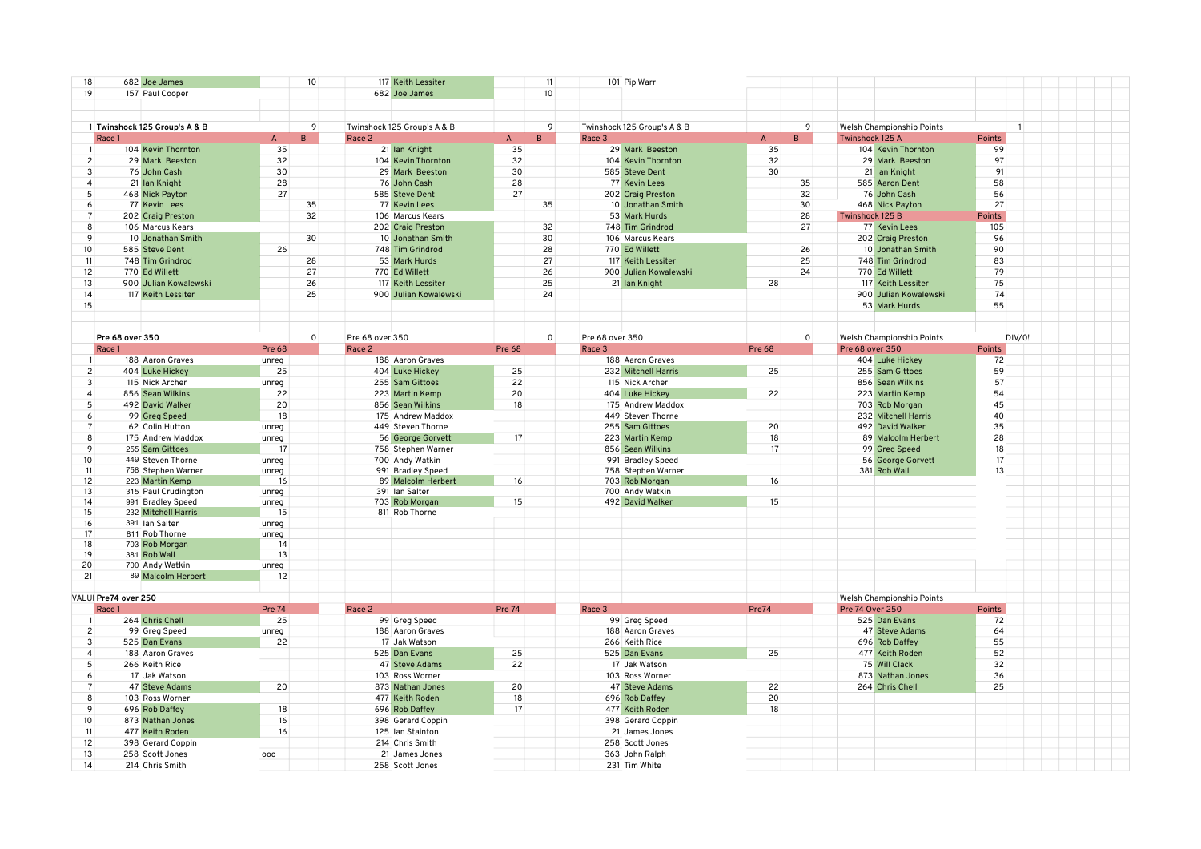| 18 | 682 | Joe James | | 10 | 117 | Keith Lessiter | | 11 | 101 | Pip Warr | | |
|---|---|---|---|---|---|---|---|---|---|---|---|---|
| 19 | 157 | Paul Cooper | | | 682 | Joe James | | 10 | | | | |

| | | Twinshock 125 Group's A & B | | 9 | | Twinshock 125 Group's A & B | | 9 | | Twinshock 125 Group's A & B | | 9 |
|---|---|---|---|---|---|---|---|---|---|---|---|---|
| | Race 1 | | A | B | Race 2 | | A | B | Race 3 | | A | B |
| 1 | 104 | Kevin Thornton | 35 | | 21 | Ian Knight | 35 | | 29 | Mark Beeston | 35 | |
| 2 | 29 | Mark Beeston | 32 | | 104 | Kevin Thornton | 32 | | 104 | Kevin Thornton | 32 | |
| 3 | 76 | John Cash | 30 | | 29 | Mark Beeston | 30 | | 585 | Steve Dent | 30 | |
| 4 | 21 | Ian Knight | 28 | | 76 | John Cash | 28 | | 77 | Kevin Lees | | 35 |
| 5 | 468 | Nick Payton | 27 | | 585 | Steve Dent | 27 | | 202 | Craig Preston | | 32 |
| 6 | 77 | Kevin Lees | | 35 | 77 | Kevin Lees | | 35 | 10 | Jonathan Smith | | 30 |
| 7 | 202 | Craig Preston | | 32 | 106 | Marcus Kears | | | 53 | Mark Hurds | | 28 |
| 8 | 106 | Marcus Kears | | | 202 | Craig Preston | | 32 | 748 | Tim Grindrod | | 27 |
| 9 | 10 | Jonathan Smith | | 30 | 10 | Jonathan Smith | | 30 | 106 | Marcus Kears | | |
| 10 | 585 | Steve Dent | 26 | | 748 | Tim Grindrod | | 28 | 770 | Ed Willett | | 26 |
| 11 | 748 | Tim Grindrod | | 28 | 53 | Mark Hurds | | 27 | 117 | Keith Lessiter | | 25 |
| 12 | 770 | Ed Willett | | 27 | 770 | Ed Willett | | 26 | 900 | Julian Kowalewski | | 24 |
| 13 | 900 | Julian Kowalewski | | 26 | 117 | Keith Lessiter | | 25 | 21 | Ian Knight | 28 | |
| 14 | 117 | Keith Lessiter | | 25 | 900 | Julian Kowalewski | | 24 | | | | |
| 15 | | | | | | | | | | | | |

| Welsh Championship Points | | | 1 |
|---|---|---|---|
| Twinshock 125 A | | Points | |
| 104 | Kevin Thornton | 99 | |
| 29 | Mark Beeston | 97 | |
| 21 | Ian Knight | 91 | |
| 585 | Aaron Dent | 58 | |
| 76 | John Cash | 56 | |
| 468 | Nick Payton | 27 | |
| Twinshock 125 B | | Points | |
| 77 | Kevin Lees | 105 | |
| 202 | Craig Preston | 96 | |
| 10 | Jonathan Smith | 90 | |
| 748 | Tim Grindrod | 83 | |
| 770 | Ed Willett | 79 | |
| 117 | Keith Lessiter | 75 | |
| 900 | Julian Kowalewski | 74 | |
| 53 | Mark Hurds | 55 | |

| | | Pre 68 over 350 | | 0 | | Pre 68 over 350 | | 0 | | Pre 68 over 350 | | 0 |
|---|---|---|---|---|---|---|---|---|---|---|---|---|
| | Race 1 | | Pre 68 | | Race 2 | | Pre 68 | | Race 3 | | Pre 68 | |
| 1 | 188 | Aaron Graves | unreg | | 188 | Aaron Graves | | | 188 | Aaron Graves | | |
| 2 | 404 | Luke Hickey | 25 | | 404 | Luke Hickey | 25 | | 232 | Mitchell Harris | 25 | |
| 3 | 115 | Nick Archer | unreg | | 255 | Sam Gittoes | 22 | | 115 | Nick Archer | | |
| 4 | 856 | Sean Wilkins | 22 | | 223 | Martin Kemp | 20 | | 404 | Luke Hickey | 22 | |
| 5 | 492 | David Walker | 20 | | 856 | Sean Wilkins | 18 | | 175 | Andrew Maddox | | |
| 6 | 99 | Greg Speed | 18 | | 175 | Andrew Maddox | | | 449 | Steven Thorne | | |
| 7 | 62 | Colin Hutton | unreg | | 449 | Steven Thorne | | | 255 | Sam Gittoes | 20 | |
| 8 | 175 | Andrew Maddox | unreg | | 56 | George Gorvett | 17 | | 223 | Martin Kemp | 18 | |
| 9 | 255 | Sam Gittoes | 17 | | 758 | Stephen Warner | | | 856 | Sean Wilkins | 17 | |
| 10 | 449 | Steven Thorne | unreg | | 700 | Andy Watkin | | | 991 | Bradley Speed | | |
| 11 | 758 | Stephen Warner | unreg | | 991 | Bradley Speed | | | 758 | Stephen Warner | | |
| 12 | 223 | Martin Kemp | 16 | | 89 | Malcolm Herbert | 16 | | 703 | Rob Morgan | 16 | |
| 13 | 315 | Paul Crudington | unreg | | 391 | Ian Salter | | | 700 | Andy Watkin | | |
| 14 | 991 | Bradley Speed | unreg | | 703 | Rob Morgan | 15 | | 492 | David Walker | 15 | |
| 15 | 232 | Mitchell Harris | 15 | | 811 | Rob Thorne | | | | | | |
| 16 | 391 | Ian Salter | unreg | | | | | | | | | |
| 17 | 811 | Rob Thorne | unreg | | | | | | | | | |
| 18 | 703 | Rob Morgan | 14 | | | | | | | | | |
| 19 | 381 | Rob Wall | 13 | | | | | | | | | |
| 20 | 700 | Andy Watkin | unreg | | | | | | | | | |
| 21 | 89 | Malcolm Herbert | 12 | | | | | | | | | |

| Welsh Championship Points | | | DIV/0! |
|---|---|---|---|
| Pre 68 over 350 | | Points | |
| 404 | Luke Hickey | 72 | |
| 255 | Sam Gittoes | 59 | |
| 856 | Sean Wilkins | 57 | |
| 223 | Martin Kemp | 54 | |
| 703 | Rob Morgan | 45 | |
| 232 | Mitchell Harris | 40 | |
| 492 | David Walker | 35 | |
| 89 | Malcolm Herbert | 28 | |
| 99 | Greg Speed | 18 | |
| 56 | George Gorvett | 17 | |
| 381 | Rob Wall | 13 | |

| VALUE | | Pre74 over 250 | | | | | | | | |
|---|---|---|---|---|---|---|---|---|---|---|
| | Race 1 | | Pre 74 | Race 2 | | Pre 74 | Race 3 | | Pre74 | |
| 1 | 264 | Chris Chell | 25 | 99 | Greg Speed | | 99 | Greg Speed | | |
| 2 | 99 | Greg Speed | unreg | 188 | Aaron Graves | | 188 | Aaron Graves | | |
| 3 | 525 | Dan Evans | 22 | 17 | Jak Watson | | 266 | Keith Rice | | |
| 4 | 188 | Aaron Graves | | 525 | Dan Evans | 25 | 525 | Dan Evans | 25 | |
| 5 | 266 | Keith Rice | | 47 | Steve Adams | 22 | 17 | Jak Watson | | |
| 6 | 17 | Jak Watson | | 103 | Ross Worner | | 103 | Ross Worner | | |
| 7 | 47 | Steve Adams | 20 | 873 | Nathan Jones | 20 | 47 | Steve Adams | 22 | |
| 8 | 103 | Ross Worner | | 477 | Keith Roden | 18 | 696 | Rob Daffey | 20 | |
| 9 | 696 | Rob Daffey | 18 | 696 | Rob Daffey | 17 | 477 | Keith Roden | 18 | |
| 10 | 873 | Nathan Jones | 16 | 398 | Gerard Coppin | | 398 | Gerard Coppin | | |
| 11 | 477 | Keith Roden | 16 | 125 | Ian Stainton | | 21 | James Jones | | |
| 12 | 398 | Gerard Coppin | | 214 | Chris Smith | | 258 | Scott Jones | | |
| 13 | 258 | Scott Jones | ooc | 21 | James Jones | | 363 | John Ralph | | |
| 14 | 214 | Chris Smith | | 258 | Scott Jones | | 231 | Tim White | | |

| Welsh Championship Points | | |
|---|---|---|
| Pre 74 Over 250 | | Points |
| 525 | Dan Evans | 72 |
| 47 | Steve Adams | 64 |
| 696 | Rob Daffey | 55 |
| 477 | Keith Roden | 52 |
| 75 | Will Clack | 32 |
| 873 | Nathan Jones | 36 |
| 264 | Chris Chell | 25 |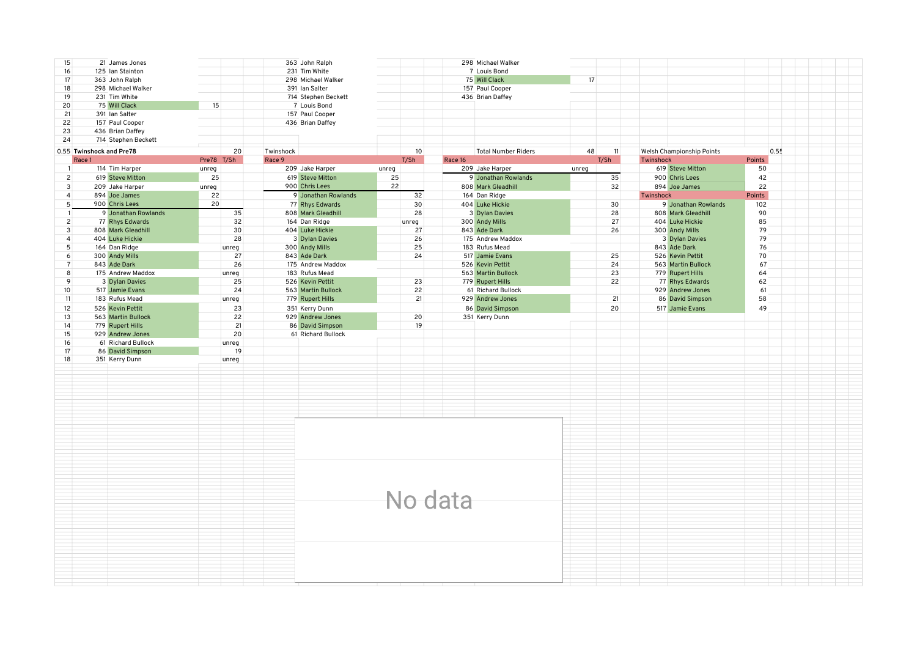| | | | | |
|---|---|---|---|---|
| 15 | 21 | James Jones | | |
| 16 | 125 | Ian Stainton | | |
| 17 | 363 | John Ralph | | |
| 18 | 298 | Michael Walker | | |
| 19 | 231 | Tim White | | |
| 20 | 75 | Will Clack | 15 | |
| 21 | 391 | Ian Salter | | |
| 22 | 157 | Paul Cooper | | |
| 23 | 436 | Brian Daffey | | |
| 24 | 714 | Stephen Beckett | | |

| | | |
|---|---|---|
| 363 | John Ralph | |
| 231 | Tim White | |
| 298 | Michael Walker | |
| 391 | Ian Salter | |
| 714 | Stephen Beckett | |
| 7 | Louis Bond | |
| 157 | Paul Cooper | |
| 436 | Brian Daffey | |

| | | |
|---|---|---|
| 298 | Michael Walker | |
| 7 | Louis Bond | |
| 75 | Will Clack | 17 |
| 157 | Paul Cooper | |
| 436 | Brian Daffey | |

**0.55 Twinshock and Pre78** — 20

| Race 1 | | | Pre78 | T/Sh |
|---|---|---|---|---|
| 1 | 114 | Tim Harper | unreg | |
| 2 | 619 | Steve Mitton | 25 | |
| 3 | 209 | Jake Harper | unreg | |
| 4 | 894 | Joe James | 22 | |
| 5 | 900 | Chris Lees | 20 | |
| 1 | 9 | Jonathan Rowlands | | 35 |
| 2 | 77 | Rhys Edwards | | 32 |
| 3 | 808 | Mark Gleadhill | | 30 |
| 4 | 404 | Luke Hickie | | 28 |
| 5 | 164 | Dan Ridge | | unreg |
| 6 | 300 | Andy Mills | | 27 |
| 7 | 843 | Ade Dark | | 26 |
| 8 | 175 | Andrew Maddox | | unreg |
| 9 | 3 | Dylan Davies | | 25 |
| 10 | 517 | Jamie Evans | | 24 |
| 11 | 183 | Rufus Mead | | unreg |
| 12 | 526 | Kevin Pettit | | 23 |
| 13 | 563 | Martin Bullock | | 22 |
| 14 | 779 | Rupert Hills | | 21 |
| 15 | 929 | Andrew Jones | | 20 |
| 16 | 61 | Richard Bullock | | unreg |
| 17 | 86 | David Simpson | | 19 |
| 18 | 351 | Kerry Dunn | | unreg |

**Twinshock** — 10

| Race 9 | | | T/Sh |
|---|---|---|---|
| 209 | Jake Harper | unreg | |
| 619 | Steve Mitton | 25 | |
| 900 | Chris Lees | 22 | |
| 9 | Jonathan Rowlands | | 32 |
| 77 | Rhys Edwards | | 30 |
| 808 | Mark Gleadhill | | 28 |
| 164 | Dan Ridge | | unreg |
| 404 | Luke Hickie | | 27 |
| 3 | Dylan Davies | | 26 |
| 300 | Andy Mills | | 25 |
| 843 | Ade Dark | | 24 |
| 175 | Andrew Maddox | | |
| 183 | Rufus Mead | | |
| 526 | Kevin Pettit | | 23 |
| 563 | Martin Bullock | | 22 |
| 779 | Rupert Hills | | 21 |
| 351 | Kerry Dunn | | |
| 929 | Andrew Jones | | 20 |
| 86 | David Simpson | | 19 |
| 61 | Richard Bullock | | |

**Total Number Riders** — 48 — 11

| Race 16 | | | T/Sh |
|---|---|---|---|
| 209 | Jake Harper | unreg | |
| 9 | Jonathan Rowlands | | 35 |
| 808 | Mark Gleadhill | | 32 |
| 164 | Dan Ridge | | |
| 404 | Luke Hickie | | 30 |
| 3 | Dylan Davies | | 28 |
| 300 | Andy Mills | | 27 |
| 843 | Ade Dark | | 26 |
| 175 | Andrew Maddox | | |
| 183 | Rufus Mead | | |
| 517 | Jamie Evans | | 25 |
| 526 | Kevin Pettit | | 24 |
| 563 | Martin Bullock | | 23 |
| 779 | Rupert Hills | | 22 |
| 61 | Richard Bullock | | |
| 929 | Andrew Jones | | 21 |
| 86 | David Simpson | | 20 |
| 351 | Kerry Dunn | | |

**Welsh Championship Points** — 0.55

| Twinshock | | Points |
|---|---|---|
| 619 | Steve Mitton | 50 |
| 900 | Chris Lees | 42 |
| 894 | Joe James | 22 |
| **Twinshock** | | **Points** |
| 9 | Jonathan Rowlands | 102 |
| 808 | Mark Gleadhill | 90 |
| 404 | Luke Hickie | 85 |
| 300 | Andy Mills | 79 |
| 3 | Dylan Davies | 79 |
| 843 | Ade Dark | 76 |
| 526 | Kevin Pettit | 70 |
| 563 | Martin Bullock | 67 |
| 779 | Rupert Hills | 64 |
| 77 | Rhys Edwards | 62 |
| 929 | Andrew Jones | 61 |
| 86 | David Simpson | 58 |
| 517 | Jamie Evans | 49 |

No data